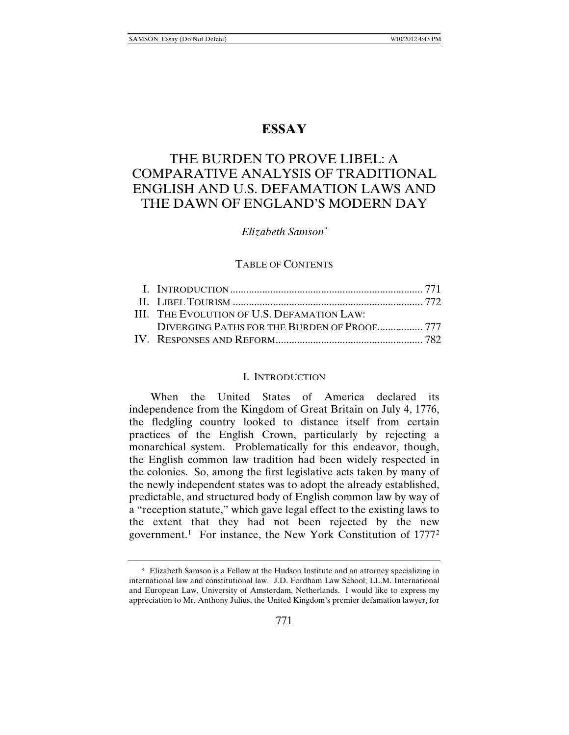# ESSAY

# THE BURDEN TO PROVE LIBEL: A COMPARATIVE ANALYSIS OF TRADITIONAL ENGLISH AND U.S. DEFAMATION LAWS AND THE DAWN OF ENGLAND'S MODERN DAY

*Elizabeth Samson*[*]

TABLE OF CONTENTS

| | | |
|---|---|---|
| I. | INTRODUCTION | 771 |
| II. | LIBEL TOURISM | 772 |
| III. | THE EVOLUTION OF U.S. DEFAMATION LAW: DIVERGING PATHS FOR THE BURDEN OF PROOF | 777 |
| IV. | RESPONSES AND REFORM | 782 |

## I. INTRODUCTION

When the United States of America declared its independence from the Kingdom of Great Britain on July 4, 1776, the fledgling country looked to distance itself from certain practices of the English Crown, particularly by rejecting a monarchical system. Problematically for this endeavor, though, the English common law tradition had been widely respected in the colonies. So, among the first legislative acts taken by many of the newly independent states was to adopt the already established, predictable, and structured body of English common law by way of a "reception statute," which gave legal effect to the existing laws to the extent that they had not been rejected by the new government.[1] For instance, the New York Constitution of 1777[2]

---

[*] Elizabeth Samson is a Fellow at the Hudson Institute and an attorney specializing in international law and constitutional law. J.D. Fordham Law School; LL.M. International and European Law, University of Amsterdam, Netherlands. I would like to express my appreciation to Mr. Anthony Julius, the United Kingdom's premier defamation lawyer, for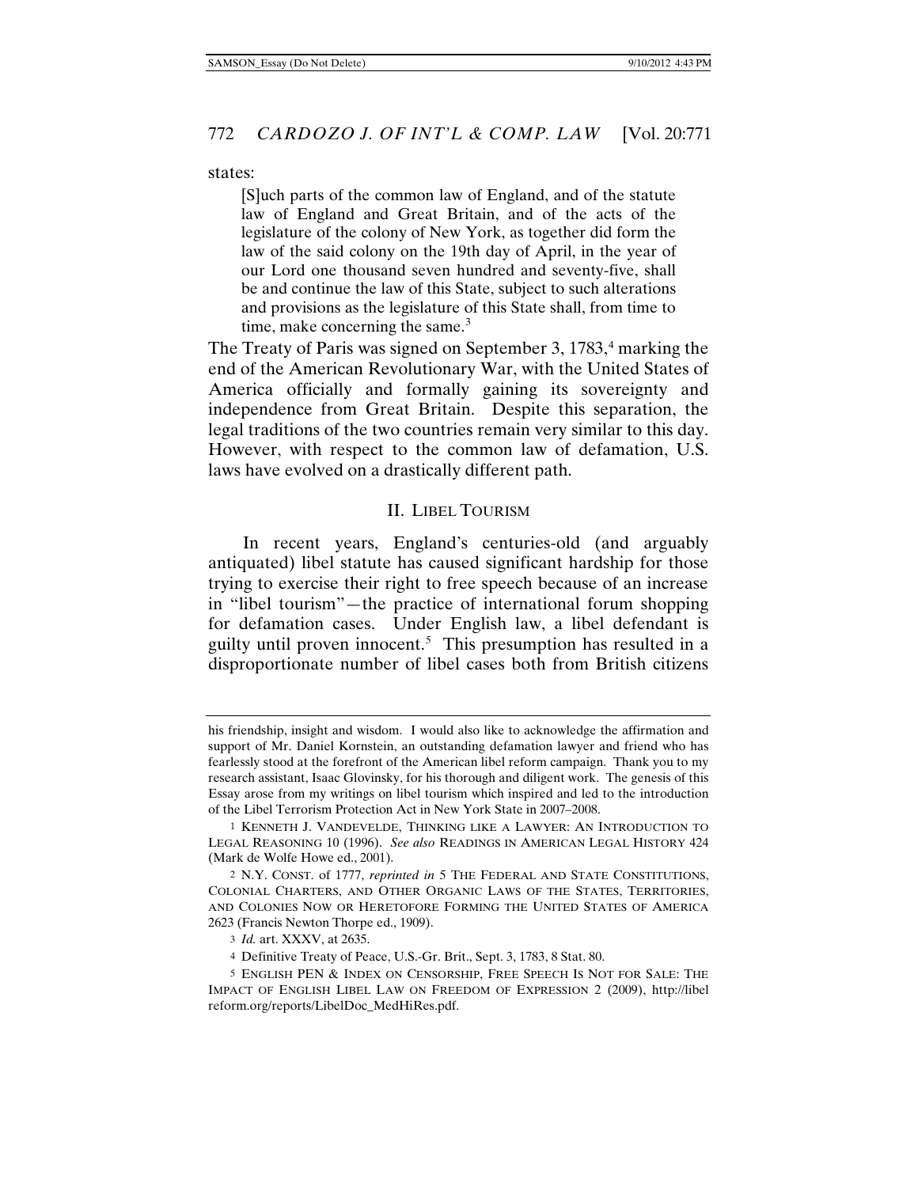states:

> [S]uch parts of the common law of England, and of the statute law of England and Great Britain, and of the acts of the legislature of the colony of New York, as together did form the law of the said colony on the 19th day of April, in the year of our Lord one thousand seven hundred and seventy-five, shall be and continue the law of this State, subject to such alterations and provisions as the legislature of this State shall, from time to time, make concerning the same.[3]

The Treaty of Paris was signed on September 3, 1783,[4] marking the end of the American Revolutionary War, with the United States of America officially and formally gaining its sovereignty and independence from Great Britain. Despite this separation, the legal traditions of the two countries remain very similar to this day. However, with respect to the common law of defamation, U.S. laws have evolved on a drastically different path.

## II. LIBEL TOURISM

In recent years, England's centuries-old (and arguably antiquated) libel statute has caused significant hardship for those trying to exercise their right to free speech because of an increase in "libel tourism"—the practice of international forum shopping for defamation cases. Under English law, a libel defendant is guilty until proven innocent.[5] This presumption has resulted in a disproportionate number of libel cases both from British citizens

---

his friendship, insight and wisdom. I would also like to acknowledge the affirmation and support of Mr. Daniel Kornstein, an outstanding defamation lawyer and friend who has fearlessly stood at the forefront of the American libel reform campaign. Thank you to my research assistant, Isaac Glovinsky, for his thorough and diligent work. The genesis of this Essay arose from my writings on libel tourism which inspired and led to the introduction of the Libel Terrorism Protection Act in New York State in 2007–2008.

1 KENNETH J. VANDEVELDE, THINKING LIKE A LAWYER: AN INTRODUCTION TO LEGAL REASONING 10 (1996). *See also* READINGS IN AMERICAN LEGAL HISTORY 424 (Mark de Wolfe Howe ed., 2001).

2 N.Y. CONST. of 1777, *reprinted in* 5 THE FEDERAL AND STATE CONSTITUTIONS, COLONIAL CHARTERS, AND OTHER ORGANIC LAWS OF THE STATES, TERRITORIES, AND COLONIES NOW OR HERETOFORE FORMING THE UNITED STATES OF AMERICA 2623 (Francis Newton Thorpe ed., 1909).

3 *Id.* art. XXXV, at 2635.

4 Definitive Treaty of Peace, U.S.-Gr. Brit., Sept. 3, 1783, 8 Stat. 80.

5 ENGLISH PEN & INDEX ON CENSORSHIP, FREE SPEECH IS NOT FOR SALE: THE IMPACT OF ENGLISH LIBEL LAW ON FREEDOM OF EXPRESSION 2 (2009), http://libelreform.org/reports/LibelDoc_MedHiRes.pdf.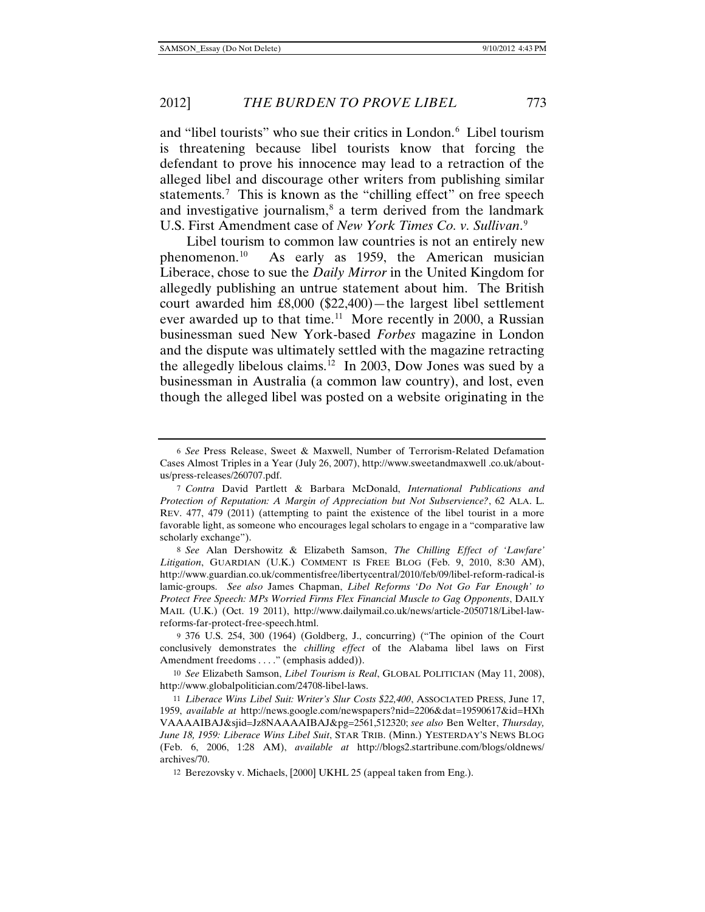and "libel tourists" who sue their critics in London.[6] Libel tourism is threatening because libel tourists know that forcing the defendant to prove his innocence may lead to a retraction of the alleged libel and discourage other writers from publishing similar statements.[7] This is known as the "chilling effect" on free speech and investigative journalism,[8] a term derived from the landmark U.S. First Amendment case of *New York Times Co. v. Sullivan*.[9]

Libel tourism to common law countries is not an entirely new phenomenon.[10] As early as 1959, the American musician Liberace, chose to sue the *Daily Mirror* in the United Kingdom for allegedly publishing an untrue statement about him. The British court awarded him £8,000 ($22,400)—the largest libel settlement ever awarded up to that time.[11] More recently in 2000, a Russian businessman sued New York-based *Forbes* magazine in London and the dispute was ultimately settled with the magazine retracting the allegedly libelous claims.[12] In 2003, Dow Jones was sued by a businessman in Australia (a common law country), and lost, even though the alleged libel was posted on a website originating in the

---

6 *See* Press Release, Sweet & Maxwell, Number of Terrorism-Related Defamation Cases Almost Triples in a Year (July 26, 2007), http://www.sweetandmaxwell .co.uk/about-us/press-releases/260707.pdf.

7 *Contra* David Partlett & Barbara McDonald, *International Publications and Protection of Reputation: A Margin of Appreciation but Not Subservience?*, 62 ALA. L. REV. 477, 479 (2011) (attempting to paint the existence of the libel tourist in a more favorable light, as someone who encourages legal scholars to engage in a "comparative law scholarly exchange").

8 *See* Alan Dershowitz & Elizabeth Samson, *The Chilling Effect of 'Lawfare' Litigation*, GUARDIAN (U.K.) COMMENT IS FREE BLOG (Feb. 9, 2010, 8:30 AM), http://www.guardian.co.uk/commentisfree/libertycentral/2010/feb/09/libel-reform-radical-islamic-groups. *See also* James Chapman, *Libel Reforms 'Do Not Go Far Enough' to Protect Free Speech: MPs Worried Firms Flex Financial Muscle to Gag Opponents*, DAILY MAIL (U.K.) (Oct. 19 2011), http://www.dailymail.co.uk/news/article-2050718/Libel-law-reforms-far-protect-free-speech.html.

9 376 U.S. 254, 300 (1964) (Goldberg, J., concurring) ("The opinion of the Court conclusively demonstrates the *chilling effect* of the Alabama libel laws on First Amendment freedoms . . . ." (emphasis added)).

10 *See* Elizabeth Samson, *Libel Tourism is Real*, GLOBAL POLITICIAN (May 11, 2008), http://www.globalpolitician.com/24708-libel-laws.

11 *Liberace Wins Libel Suit: Writer's Slur Costs $22,400*, ASSOCIATED PRESS, June 17, 1959, *available at* http://news.google.com/newspapers?nid=2206&dat=19590617&id=HXhVAAAAIBAJ&sjid=Jz8NAAAAIBAJ&pg=2561,512320; *see also* Ben Welter, *Thursday, June 18, 1959: Liberace Wins Libel Suit*, STAR TRIB. (Minn.) YESTERDAY'S NEWS BLOG (Feb. 6, 2006, 1:28 AM), *available at* http://blogs2.startribune.com/blogs/oldnews/archives/70.

12 Berezovsky v. Michaels, [2000] UKHL 25 (appeal taken from Eng.).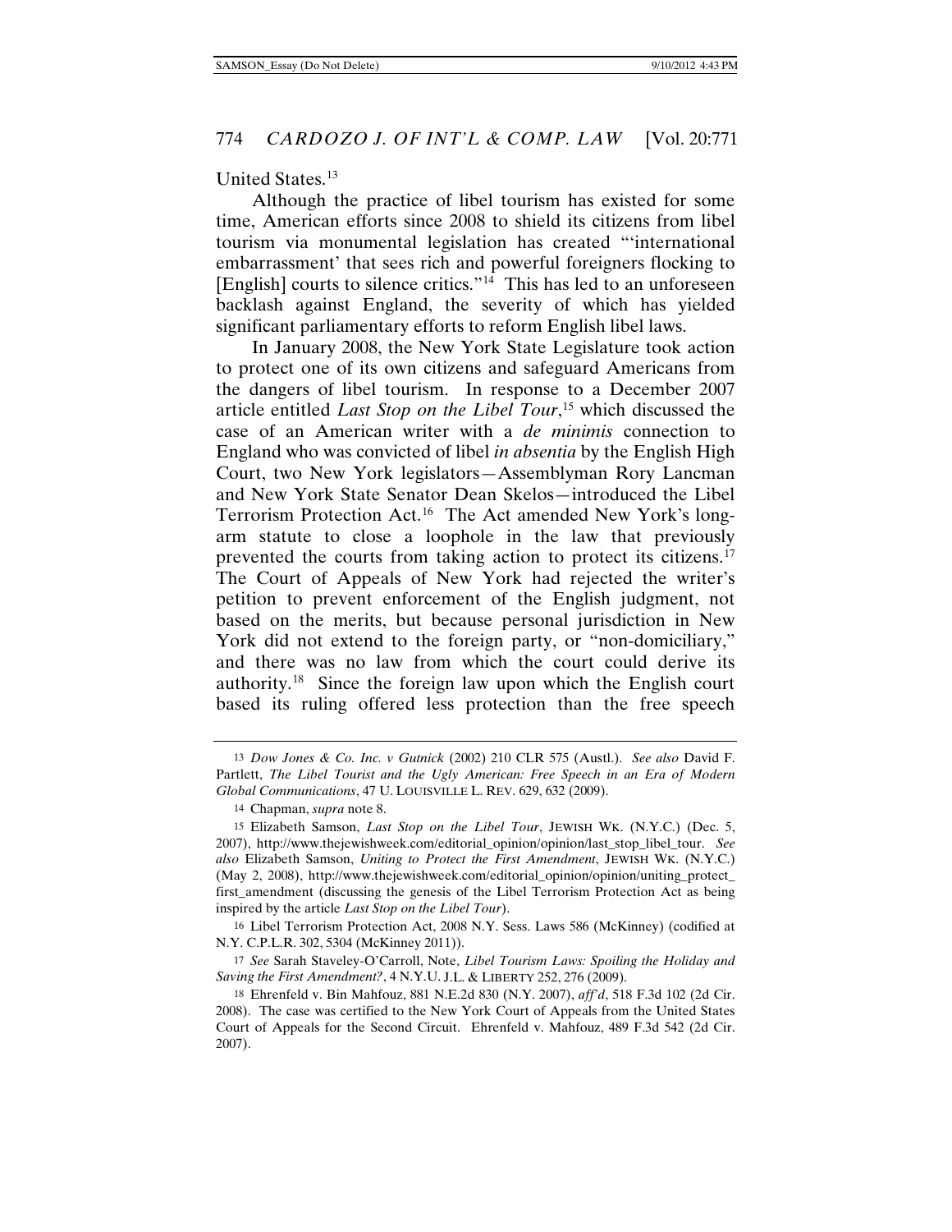United States.[13]

Although the practice of libel tourism has existed for some time, American efforts since 2008 to shield its citizens from libel tourism via monumental legislation has created "'international embarrassment' that sees rich and powerful foreigners flocking to [English] courts to silence critics."[14] This has led to an unforeseen backlash against England, the severity of which has yielded significant parliamentary efforts to reform English libel laws.

In January 2008, the New York State Legislature took action to protect one of its own citizens and safeguard Americans from the dangers of libel tourism. In response to a December 2007 article entitled *Last Stop on the Libel Tour*,[15] which discussed the case of an American writer with a *de minimis* connection to England who was convicted of libel *in absentia* by the English High Court, two New York legislators—Assemblyman Rory Lancman and New York State Senator Dean Skelos—introduced the Libel Terrorism Protection Act.[16] The Act amended New York's long-arm statute to close a loophole in the law that previously prevented the courts from taking action to protect its citizens.[17] The Court of Appeals of New York had rejected the writer's petition to prevent enforcement of the English judgment, not based on the merits, but because personal jurisdiction in New York did not extend to the foreign party, or "non-domiciliary," and there was no law from which the court could derive its authority.[18] Since the foreign law upon which the English court based its ruling offered less protection than the free speech

---

13 *Dow Jones & Co. Inc. v Gutnick* (2002) 210 CLR 575 (Austl.). *See also* David F. Partlett, *The Libel Tourist and the Ugly American: Free Speech in an Era of Modern Global Communications*, 47 U. LOUISVILLE L. REV. 629, 632 (2009).

14 Chapman, *supra* note 8.

15 Elizabeth Samson, *Last Stop on the Libel Tour*, JEWISH WK. (N.Y.C.) (Dec. 5, 2007), http://www.thejewishweek.com/editorial_opinion/opinion/last_stop_libel_tour. *See also* Elizabeth Samson, *Uniting to Protect the First Amendment*, JEWISH WK. (N.Y.C.) (May 2, 2008), http://www.thejewishweek.com/editorial_opinion/opinion/uniting_protect_first_amendment (discussing the genesis of the Libel Terrorism Protection Act as being inspired by the article *Last Stop on the Libel Tour*).

16 Libel Terrorism Protection Act, 2008 N.Y. Sess. Laws 586 (McKinney) (codified at N.Y. C.P.L.R. 302, 5304 (McKinney 2011)).

17 *See* Sarah Staveley-O'Carroll, Note, *Libel Tourism Laws: Spoiling the Holiday and Saving the First Amendment?*, 4 N.Y.U. J.L. & LIBERTY 252, 276 (2009).

18 Ehrenfeld v. Bin Mahfouz, 881 N.E.2d 830 (N.Y. 2007), *aff'd*, 518 F.3d 102 (2d Cir. 2008). The case was certified to the New York Court of Appeals from the United States Court of Appeals for the Second Circuit. Ehrenfeld v. Mahfouz, 489 F.3d 542 (2d Cir. 2007).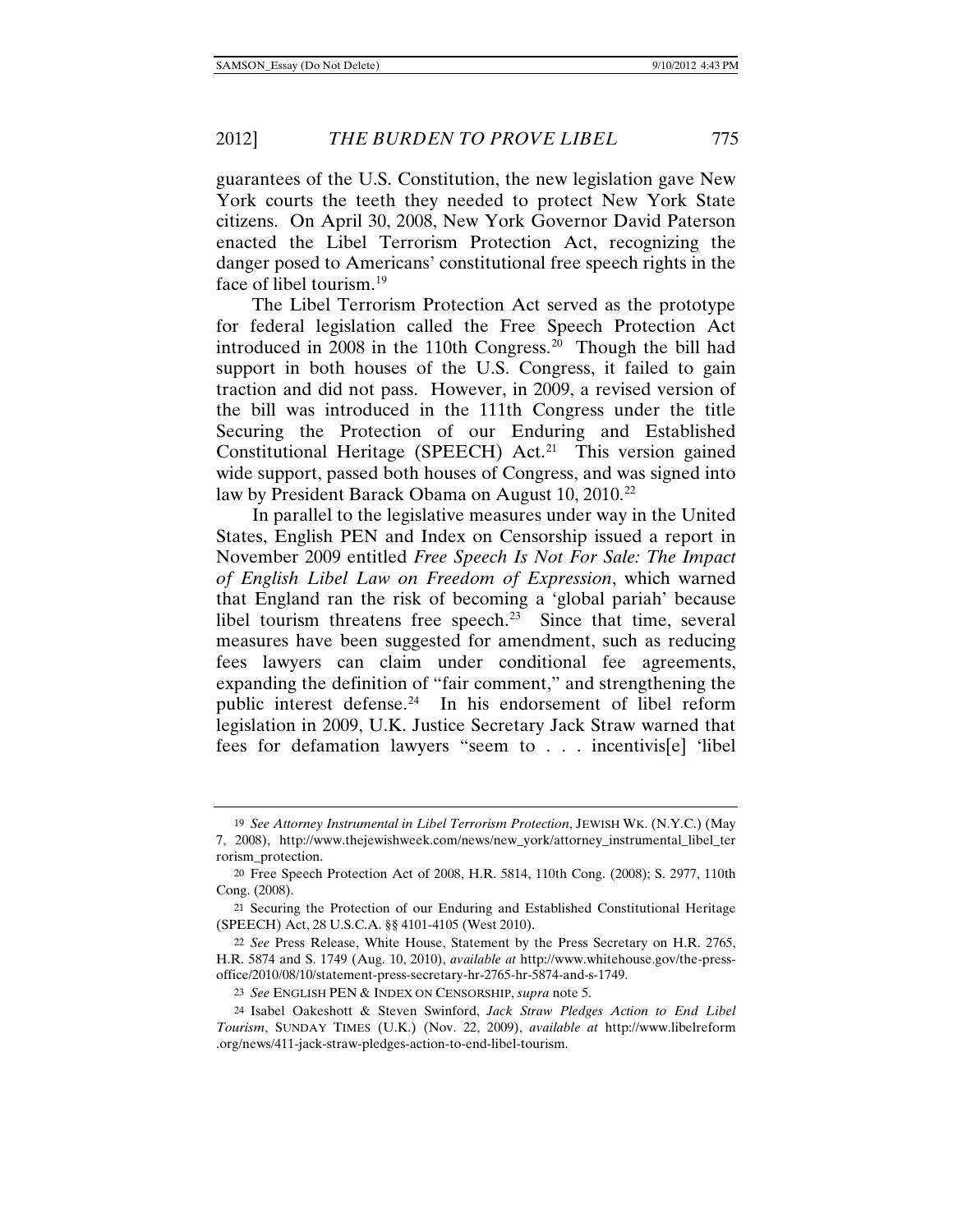guarantees of the U.S. Constitution, the new legislation gave New York courts the teeth they needed to protect New York State citizens. On April 30, 2008, New York Governor David Paterson enacted the Libel Terrorism Protection Act, recognizing the danger posed to Americans' constitutional free speech rights in the face of libel tourism.[19]

The Libel Terrorism Protection Act served as the prototype for federal legislation called the Free Speech Protection Act introduced in 2008 in the 110th Congress.[20] Though the bill had support in both houses of the U.S. Congress, it failed to gain traction and did not pass. However, in 2009, a revised version of the bill was introduced in the 111th Congress under the title Securing the Protection of our Enduring and Established Constitutional Heritage (SPEECH) Act.[21] This version gained wide support, passed both houses of Congress, and was signed into law by President Barack Obama on August 10, 2010.[22]

In parallel to the legislative measures under way in the United States, English PEN and Index on Censorship issued a report in November 2009 entitled *Free Speech Is Not For Sale: The Impact of English Libel Law on Freedom of Expression*, which warned that England ran the risk of becoming a 'global pariah' because libel tourism threatens free speech.[23] Since that time, several measures have been suggested for amendment, such as reducing fees lawyers can claim under conditional fee agreements, expanding the definition of "fair comment," and strengthening the public interest defense.[24] In his endorsement of libel reform legislation in 2009, U.K. Justice Secretary Jack Straw warned that fees for defamation lawyers "seem to . . . incentivis[e] 'libel

---

19 *See Attorney Instrumental in Libel Terrorism Protection*, JEWISH WK. (N.Y.C.) (May 7, 2008), http://www.thejewishweek.com/news/new_york/attorney_instrumental_libel_terrorism_protection.

20 Free Speech Protection Act of 2008, H.R. 5814, 110th Cong. (2008); S. 2977, 110th Cong. (2008).

21 Securing the Protection of our Enduring and Established Constitutional Heritage (SPEECH) Act, 28 U.S.C.A. §§ 4101-4105 (West 2010).

22 *See* Press Release, White House, Statement by the Press Secretary on H.R. 2765, H.R. 5874 and S. 1749 (Aug. 10, 2010), *available at* http://www.whitehouse.gov/the-press-office/2010/08/10/statement-press-secretary-hr-2765-hr-5874-and-s-1749.

23 *See* ENGLISH PEN & INDEX ON CENSORSHIP, *supra* note 5.

24 Isabel Oakeshott & Steven Swinford, *Jack Straw Pledges Action to End Libel Tourism*, SUNDAY TIMES (U.K.) (Nov. 22, 2009), *available at* http://www.libelreform.org/news/411-jack-straw-pledges-action-to-end-libel-tourism.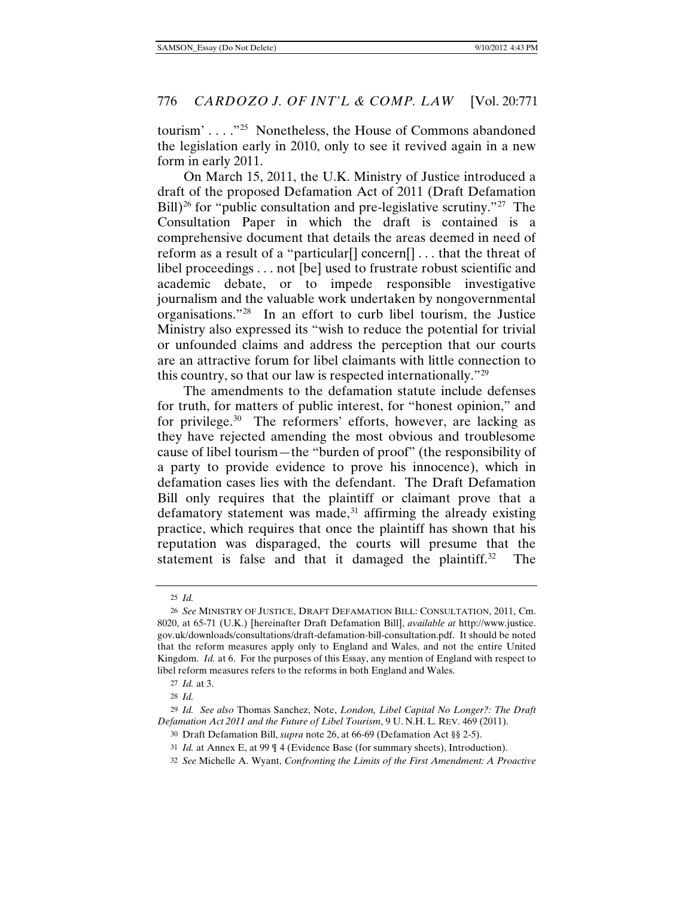tourism' . . . ."[25] Nonetheless, the House of Commons abandoned the legislation early in 2010, only to see it revived again in a new form in early 2011.

On March 15, 2011, the U.K. Ministry of Justice introduced a draft of the proposed Defamation Act of 2011 (Draft Defamation Bill)[26] for "public consultation and pre-legislative scrutiny."[27] The Consultation Paper in which the draft is contained is a comprehensive document that details the areas deemed in need of reform as a result of a "particular[] concern[] . . . that the threat of libel proceedings . . . not [be] used to frustrate robust scientific and academic debate, or to impede responsible investigative journalism and the valuable work undertaken by nongovernmental organisations."[28] In an effort to curb libel tourism, the Justice Ministry also expressed its "wish to reduce the potential for trivial or unfounded claims and address the perception that our courts are an attractive forum for libel claimants with little connection to this country, so that our law is respected internationally."[29]

The amendments to the defamation statute include defenses for truth, for matters of public interest, for "honest opinion," and for privilege.[30] The reformers' efforts, however, are lacking as they have rejected amending the most obvious and troublesome cause of libel tourism—the "burden of proof" (the responsibility of a party to provide evidence to prove his innocence), which in defamation cases lies with the defendant. The Draft Defamation Bill only requires that the plaintiff or claimant prove that a defamatory statement was made,[31] affirming the already existing practice, which requires that once the plaintiff has shown that his reputation was disparaged, the courts will presume that the statement is false and that it damaged the plaintiff.[32] The

---

25 *Id.*

26 *See* MINISTRY OF JUSTICE, DRAFT DEFAMATION BILL: CONSULTATION, 2011, Cm. 8020, at 65-71 (U.K.) [hereinafter Draft Defamation Bill], *available at* http://www.justice.gov.uk/downloads/consultations/draft-defamation-bill-consultation.pdf. It should be noted that the reform measures apply only to England and Wales, and not the entire United Kingdom. *Id.* at 6. For the purposes of this Essay, any mention of England with respect to libel reform measures refers to the reforms in both England and Wales.

27 *Id.* at 3.

28 *Id.*

29 *Id. See also* Thomas Sanchez, Note, *London, Libel Capital No Longer?: The Draft Defamation Act 2011 and the Future of Libel Tourism*, 9 U. N.H. L. REV. 469 (2011).

30 Draft Defamation Bill, *supra* note 26, at 66-69 (Defamation Act §§ 2-5).

31 *Id.* at Annex E, at 99 ¶ 4 (Evidence Base (for summary sheets), Introduction).

32 *See* Michelle A. Wyant, *Confronting the Limits of the First Amendment: A Proactive*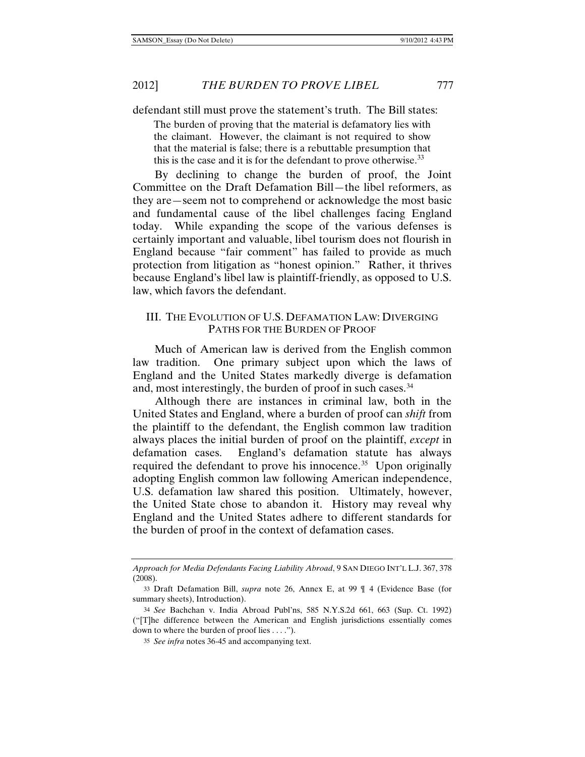defendant still must prove the statement's truth. The Bill states:

> The burden of proving that the material is defamatory lies with the claimant. However, the claimant is not required to show that the material is false; there is a rebuttable presumption that this is the case and it is for the defendant to prove otherwise.[33]

By declining to change the burden of proof, the Joint Committee on the Draft Defamation Bill—the libel reformers, as they are—seem not to comprehend or acknowledge the most basic and fundamental cause of the libel challenges facing England today. While expanding the scope of the various defenses is certainly important and valuable, libel tourism does not flourish in England because "fair comment" has failed to provide as much protection from litigation as "honest opinion." Rather, it thrives because England's libel law is plaintiff-friendly, as opposed to U.S. law, which favors the defendant.

## III. The Evolution of U.S. Defamation Law: Diverging Paths for the Burden of Proof

Much of American law is derived from the English common law tradition. One primary subject upon which the laws of England and the United States markedly diverge is defamation and, most interestingly, the burden of proof in such cases.[34]

Although there are instances in criminal law, both in the United States and England, where a burden of proof can *shift* from the plaintiff to the defendant, the English common law tradition always places the initial burden of proof on the plaintiff, *except* in defamation cases. England's defamation statute has always required the defendant to prove his innocence.[35] Upon originally adopting English common law following American independence, U.S. defamation law shared this position. Ultimately, however, the United State chose to abandon it. History may reveal why England and the United States adhere to different standards for the burden of proof in the context of defamation cases.

---

*Approach for Media Defendants Facing Liability Abroad*, 9 SAN DIEGO INT'L L.J. 367, 378 (2008).

33 Draft Defamation Bill, *supra* note 26, Annex E, at 99 ¶ 4 (Evidence Base (for summary sheets), Introduction).

34 *See* Bachchan v. India Abroad Publ'ns, 585 N.Y.S.2d 661, 663 (Sup. Ct. 1992) ("[T]he difference between the American and English jurisdictions essentially comes down to where the burden of proof lies . . . .").

35 *See infra* notes 36-45 and accompanying text.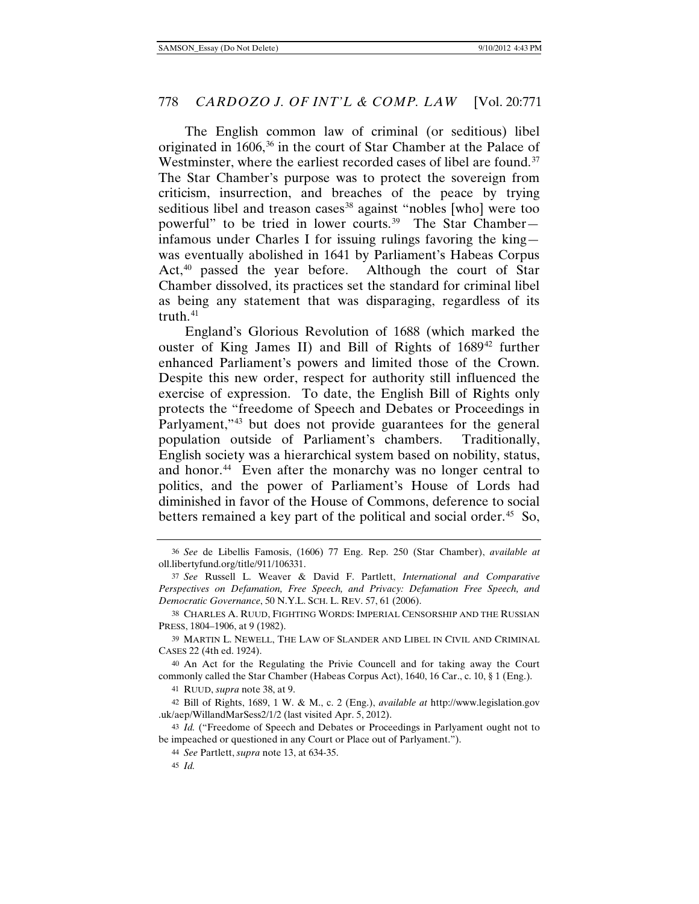The English common law of criminal (or seditious) libel originated in 1606,[36] in the court of Star Chamber at the Palace of Westminster, where the earliest recorded cases of libel are found.[37] The Star Chamber's purpose was to protect the sovereign from criticism, insurrection, and breaches of the peace by trying seditious libel and treason cases[38] against "nobles [who] were too powerful" to be tried in lower courts.[39] The Star Chamber—infamous under Charles I for issuing rulings favoring the king—was eventually abolished in 1641 by Parliament's Habeas Corpus Act,[40] passed the year before. Although the court of Star Chamber dissolved, its practices set the standard for criminal libel as being any statement that was disparaging, regardless of its truth.[41]

England's Glorious Revolution of 1688 (which marked the ouster of King James II) and Bill of Rights of 1689[42] further enhanced Parliament's powers and limited those of the Crown. Despite this new order, respect for authority still influenced the exercise of expression. To date, the English Bill of Rights only protects the "freedome of Speech and Debates or Proceedings in Parlyament,"[43] but does not provide guarantees for the general population outside of Parliament's chambers. Traditionally, English society was a hierarchical system based on nobility, status, and honor.[44] Even after the monarchy was no longer central to politics, and the power of Parliament's House of Lords had diminished in favor of the House of Commons, deference to social betters remained a key part of the political and social order.[45] So,

---

36 *See* de Libellis Famosis, (1606) 77 Eng. Rep. 250 (Star Chamber), *available at* oll.libertyfund.org/title/911/106331.

37 *See* Russell L. Weaver & David F. Partlett, *International and Comparative Perspectives on Defamation, Free Speech, and Privacy: Defamation Free Speech, and Democratic Governance*, 50 N.Y.L. SCH. L. REV. 57, 61 (2006).

38 CHARLES A. RUUD, FIGHTING WORDS: IMPERIAL CENSORSHIP AND THE RUSSIAN PRESS, 1804–1906, at 9 (1982).

39 MARTIN L. NEWELL, THE LAW OF SLANDER AND LIBEL IN CIVIL AND CRIMINAL CASES 22 (4th ed. 1924).

40 An Act for the Regulating the Privie Councell and for taking away the Court commonly called the Star Chamber (Habeas Corpus Act), 1640, 16 Car., c. 10, § 1 (Eng.).

41 RUUD, *supra* note 38, at 9.

42 Bill of Rights, 1689, 1 W. & M., c. 2 (Eng.), *available at* http://www.legislation.gov.uk/aep/WillandMarSess2/1/2 (last visited Apr. 5, 2012).

43 *Id.* ("Freedome of Speech and Debates or Proceedings in Parlyament ought not to be impeached or questioned in any Court or Place out of Parlyament.").

44 *See* Partlett, *supra* note 13, at 634-35.

45 *Id.*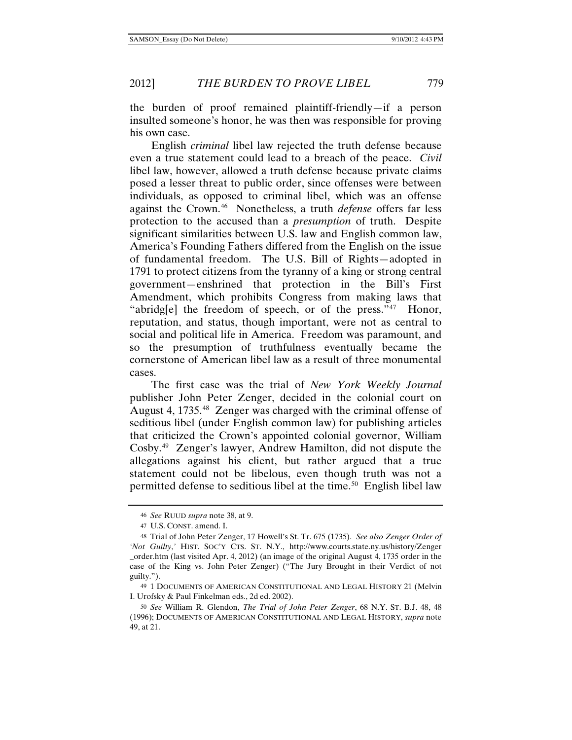the burden of proof remained plaintiff-friendly—if a person insulted someone's honor, he was then was responsible for proving his own case.

English *criminal* libel law rejected the truth defense because even a true statement could lead to a breach of the peace. *Civil* libel law, however, allowed a truth defense because private claims posed a lesser threat to public order, since offenses were between individuals, as opposed to criminal libel, which was an offense against the Crown.[46] Nonetheless, a truth *defense* offers far less protection to the accused than a *presumption* of truth. Despite significant similarities between U.S. law and English common law, America's Founding Fathers differed from the English on the issue of fundamental freedom. The U.S. Bill of Rights—adopted in 1791 to protect citizens from the tyranny of a king or strong central government—enshrined that protection in the Bill's First Amendment, which prohibits Congress from making laws that "abridg[e] the freedom of speech, or of the press."[47] Honor, reputation, and status, though important, were not as central to social and political life in America. Freedom was paramount, and so the presumption of truthfulness eventually became the cornerstone of American libel law as a result of three monumental cases.

The first case was the trial of *New York Weekly Journal* publisher John Peter Zenger, decided in the colonial court on August 4, 1735.[48] Zenger was charged with the criminal offense of seditious libel (under English common law) for publishing articles that criticized the Crown's appointed colonial governor, William Cosby.[49] Zenger's lawyer, Andrew Hamilton, did not dispute the allegations against his client, but rather argued that a true statement could not be libelous, even though truth was not a permitted defense to seditious libel at the time.[50] English libel law

---

46 *See* RUUD *supra* note 38, at 9.

47 U.S. CONST. amend. I.

48 Trial of John Peter Zenger, 17 Howell's St. Tr. 675 (1735). *See also Zenger Order of 'Not Guilty*,' HIST. SOC'Y CTS. ST. N.Y., http://www.courts.state.ny.us/history/Zenger_order.htm (last visited Apr. 4, 2012) (an image of the original August 4, 1735 order in the case of the King vs. John Peter Zenger) ("The Jury Brought in their Verdict of not guilty.").

49 1 DOCUMENTS OF AMERICAN CONSTITUTIONAL AND LEGAL HISTORY 21 (Melvin I. Urofsky & Paul Finkelman eds., 2d ed. 2002).

50 *See* William R. Glendon, *The Trial of John Peter Zenger*, 68 N.Y. ST. B.J. 48, 48 (1996); DOCUMENTS OF AMERICAN CONSTITUTIONAL AND LEGAL HISTORY, *supra* note 49, at 21.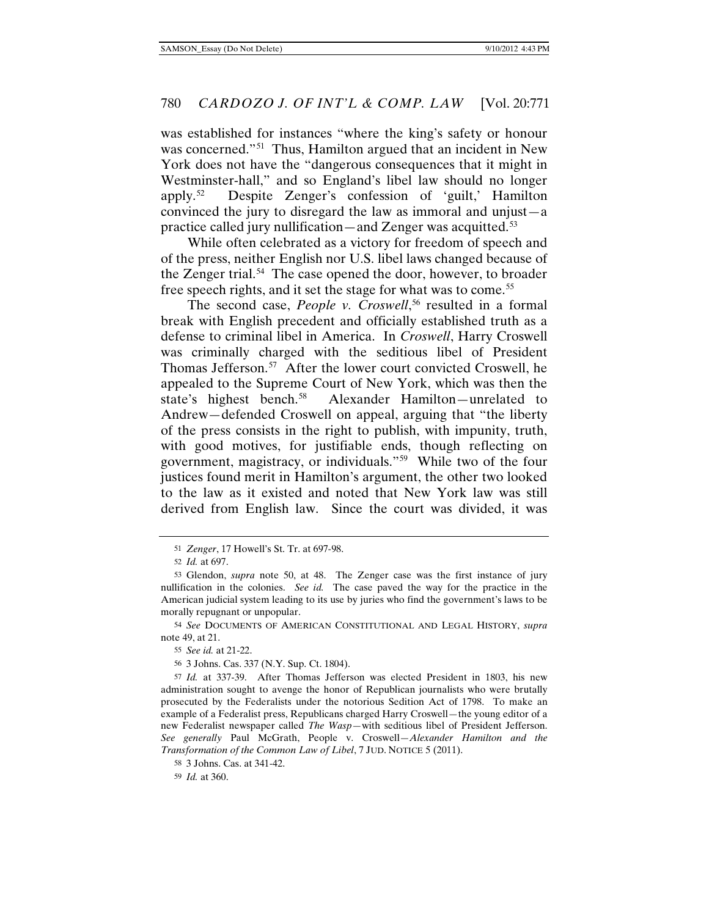was established for instances "where the king's safety or honour was concerned."[51] Thus, Hamilton argued that an incident in New York does not have the "dangerous consequences that it might in Westminster-hall," and so England's libel law should no longer apply.[52] Despite Zenger's confession of 'guilt,' Hamilton convinced the jury to disregard the law as immoral and unjust—a practice called jury nullification—and Zenger was acquitted.[53]

While often celebrated as a victory for freedom of speech and of the press, neither English nor U.S. libel laws changed because of the Zenger trial.[54] The case opened the door, however, to broader free speech rights, and it set the stage for what was to come.[55]

The second case, *People v. Croswell*,[56] resulted in a formal break with English precedent and officially established truth as a defense to criminal libel in America. In *Croswell*, Harry Croswell was criminally charged with the seditious libel of President Thomas Jefferson.[57] After the lower court convicted Croswell, he appealed to the Supreme Court of New York, which was then the state's highest bench.[58] Alexander Hamilton—unrelated to Andrew—defended Croswell on appeal, arguing that "the liberty of the press consists in the right to publish, with impunity, truth, with good motives, for justifiable ends, though reflecting on government, magistracy, or individuals."[59] While two of the four justices found merit in Hamilton's argument, the other two looked to the law as it existed and noted that New York law was still derived from English law. Since the court was divided, it was

---

51 *Zenger*, 17 Howell's St. Tr. at 697-98.

52 *Id.* at 697.

53 Glendon, *supra* note 50, at 48. The Zenger case was the first instance of jury nullification in the colonies. *See id.* The case paved the way for the practice in the American judicial system leading to its use by juries who find the government's laws to be morally repugnant or unpopular.

54 *See* DOCUMENTS OF AMERICAN CONSTITUTIONAL AND LEGAL HISTORY, *supra* note 49, at 21.

55 *See id.* at 21-22.

56 3 Johns. Cas. 337 (N.Y. Sup. Ct. 1804).

57 *Id.* at 337-39. After Thomas Jefferson was elected President in 1803, his new administration sought to avenge the honor of Republican journalists who were brutally prosecuted by the Federalists under the notorious Sedition Act of 1798. To make an example of a Federalist press, Republicans charged Harry Croswell—the young editor of a new Federalist newspaper called *The Wasp*—with seditious libel of President Jefferson. *See generally* Paul McGrath, People v. Croswell—*Alexander Hamilton and the Transformation of the Common Law of Libel*, 7 JUD. NOTICE 5 (2011).

58 3 Johns. Cas. at 341-42.

59 *Id.* at 360.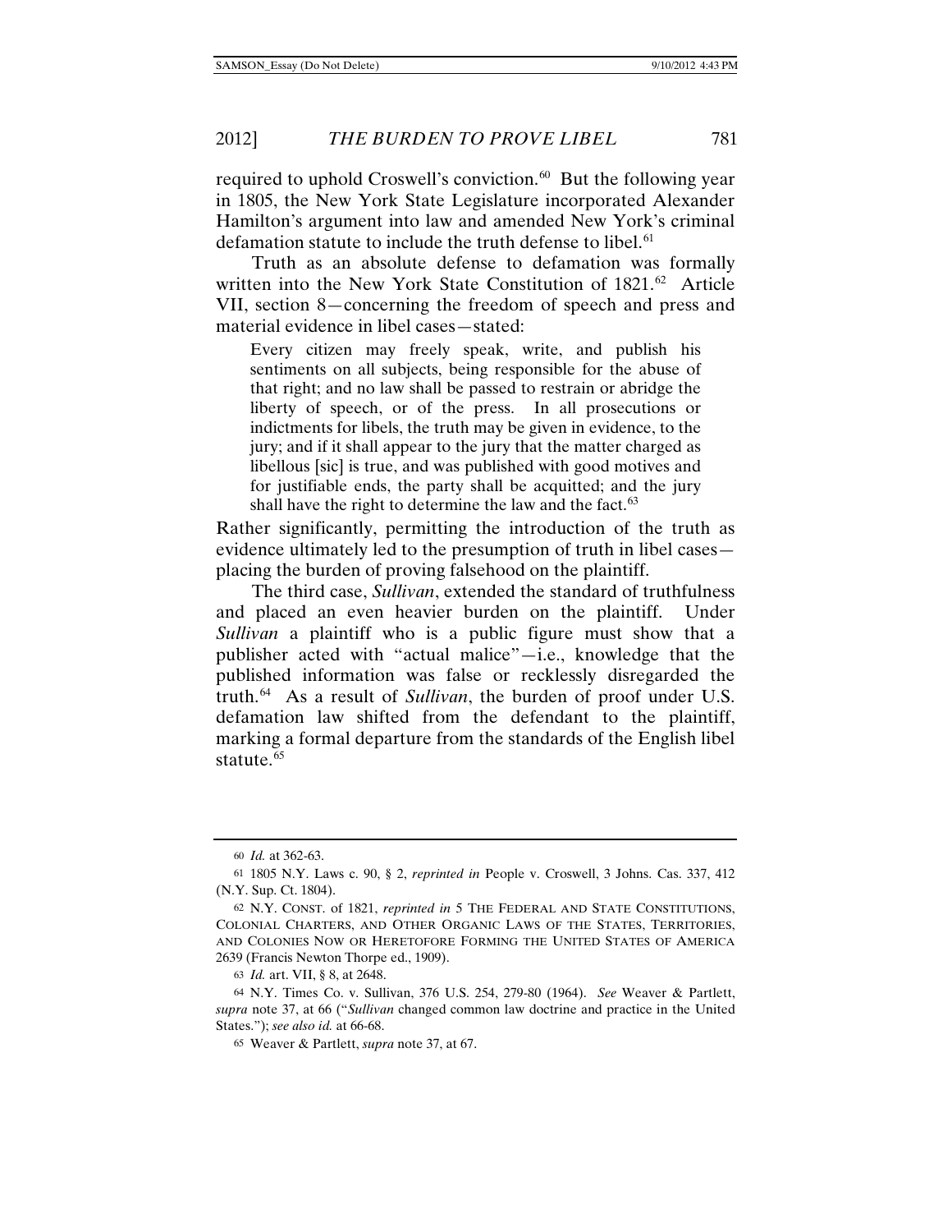required to uphold Croswell's conviction.[60] But the following year in 1805, the New York State Legislature incorporated Alexander Hamilton's argument into law and amended New York's criminal defamation statute to include the truth defense to libel.[61]

Truth as an absolute defense to defamation was formally written into the New York State Constitution of 1821.[62] Article VII, section 8—concerning the freedom of speech and press and material evidence in libel cases—stated:

> Every citizen may freely speak, write, and publish his sentiments on all subjects, being responsible for the abuse of that right; and no law shall be passed to restrain or abridge the liberty of speech, or of the press. In all prosecutions or indictments for libels, the truth may be given in evidence, to the jury; and if it shall appear to the jury that the matter charged as libellous [sic] is true, and was published with good motives and for justifiable ends, the party shall be acquitted; and the jury shall have the right to determine the law and the fact.[63]

Rather significantly, permitting the introduction of the truth as evidence ultimately led to the presumption of truth in libel cases—placing the burden of proving falsehood on the plaintiff.

The third case, *Sullivan*, extended the standard of truthfulness and placed an even heavier burden on the plaintiff. Under *Sullivan* a plaintiff who is a public figure must show that a publisher acted with "actual malice"—i.e., knowledge that the published information was false or recklessly disregarded the truth.[64] As a result of *Sullivan*, the burden of proof under U.S. defamation law shifted from the defendant to the plaintiff, marking a formal departure from the standards of the English libel statute.[65]

---

60 *Id.* at 362-63.

61 1805 N.Y. Laws c. 90, § 2, *reprinted in* People v. Croswell, 3 Johns. Cas. 337, 412 (N.Y. Sup. Ct. 1804).

62 N.Y. CONST. of 1821, *reprinted in* 5 THE FEDERAL AND STATE CONSTITUTIONS, COLONIAL CHARTERS, AND OTHER ORGANIC LAWS OF THE STATES, TERRITORIES, AND COLONIES NOW OR HERETOFORE FORMING THE UNITED STATES OF AMERICA 2639 (Francis Newton Thorpe ed., 1909).

63 *Id.* art. VII, § 8, at 2648.

64 N.Y. Times Co. v. Sullivan, 376 U.S. 254, 279-80 (1964). *See* Weaver & Partlett, *supra* note 37, at 66 ("*Sullivan* changed common law doctrine and practice in the United States."); *see also id.* at 66-68.

65 Weaver & Partlett, *supra* note 37, at 67.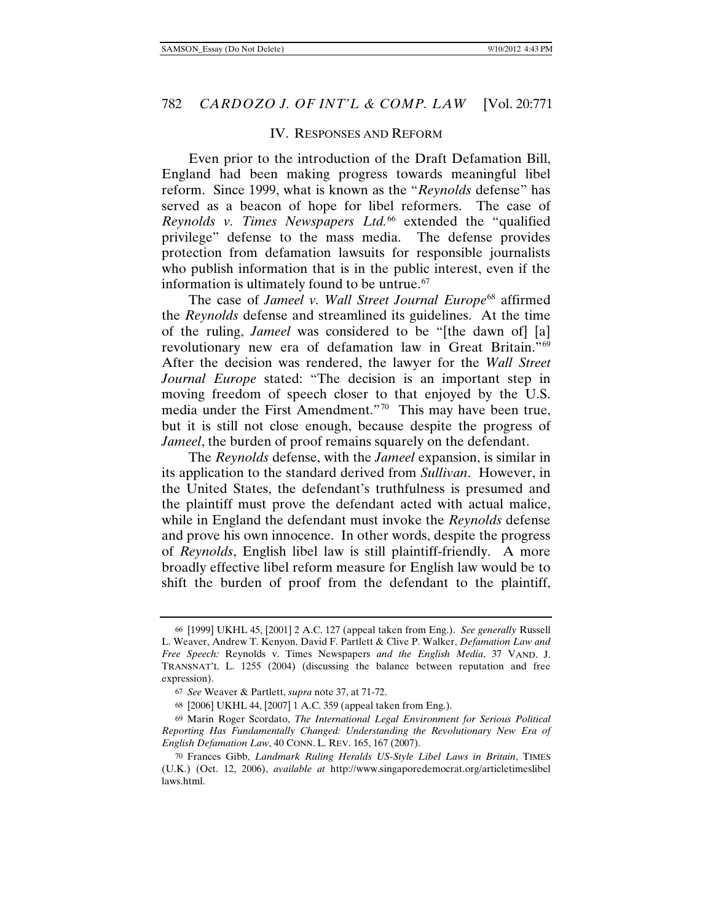## IV. RESPONSES AND REFORM

Even prior to the introduction of the Draft Defamation Bill, England had been making progress towards meaningful libel reform. Since 1999, what is known as the "*Reynolds* defense" has served as a beacon of hope for libel reformers. The case of *Reynolds v. Times Newspapers Ltd.*[66] extended the "qualified privilege" defense to the mass media. The defense provides protection from defamation lawsuits for responsible journalists who publish information that is in the public interest, even if the information is ultimately found to be untrue.[67]

The case of *Jameel v. Wall Street Journal Europe*[68] affirmed the *Reynolds* defense and streamlined its guidelines. At the time of the ruling, *Jameel* was considered to be "[the dawn of] [a] revolutionary new era of defamation law in Great Britain."[69] After the decision was rendered, the lawyer for the *Wall Street Journal Europe* stated: "The decision is an important step in moving freedom of speech closer to that enjoyed by the U.S. media under the First Amendment."[70] This may have been true, but it is still not close enough, because despite the progress of *Jameel*, the burden of proof remains squarely on the defendant.

The *Reynolds* defense, with the *Jameel* expansion, is similar in its application to the standard derived from *Sullivan*. However, in the United States, the defendant's truthfulness is presumed and the plaintiff must prove the defendant acted with actual malice, while in England the defendant must invoke the *Reynolds* defense and prove his own innocence. In other words, despite the progress of *Reynolds*, English libel law is still plaintiff-friendly. A more broadly effective libel reform measure for English law would be to shift the burden of proof from the defendant to the plaintiff,

---

66 [1999] UKHL 45, [2001] 2 A.C. 127 (appeal taken from Eng.). *See generally* Russell L. Weaver, Andrew T. Kenyon, David F. Partlett & Clive P. Walker, *Defamation Law and Free Speech:* Reynolds v. Times Newspapers *and the English Media*, 37 VAND. J. TRANSNAT'L L. 1255 (2004) (discussing the balance between reputation and free expression).

67 *See* Weaver & Partlett, *supra* note 37, at 71-72.

68 [2006] UKHL 44, [2007] 1 A.C. 359 (appeal taken from Eng.).

69 Marin Roger Scordato, *The International Legal Environment for Serious Political Reporting Has Fundamentally Changed: Understanding the Revolutionary New Era of English Defamation Law*, 40 CONN. L. REV. 165, 167 (2007).

70 Frances Gibb, *Landmark Ruling Heralds US-Style Libel Laws in Britain*, TIMES (U.K.) (Oct. 12, 2006), *available at* http://www.singaporedemocrat.org/articletimeslibellaws.html.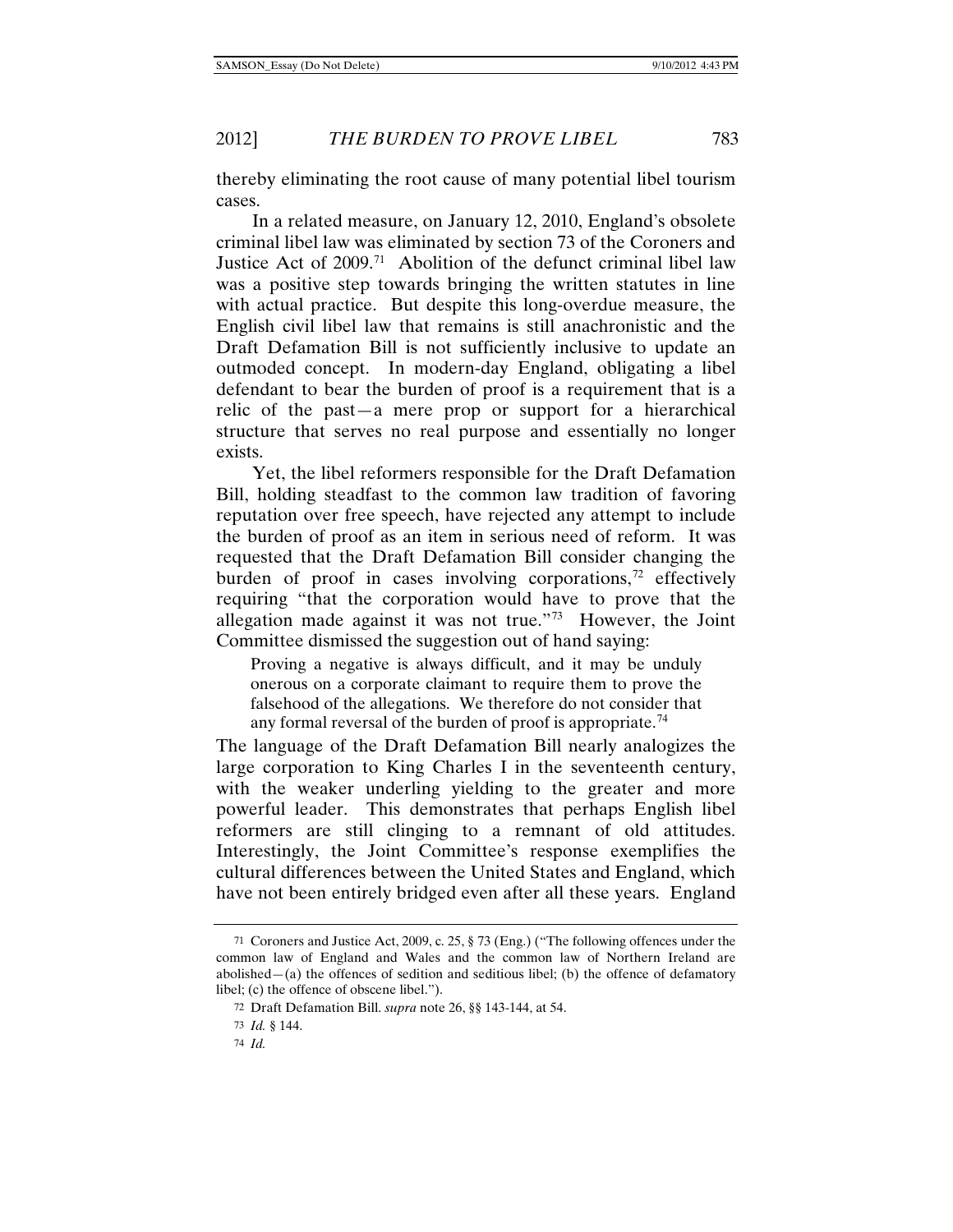thereby eliminating the root cause of many potential libel tourism cases.

In a related measure, on January 12, 2010, England's obsolete criminal libel law was eliminated by section 73 of the Coroners and Justice Act of 2009.[71] Abolition of the defunct criminal libel law was a positive step towards bringing the written statutes in line with actual practice. But despite this long-overdue measure, the English civil libel law that remains is still anachronistic and the Draft Defamation Bill is not sufficiently inclusive to update an outmoded concept. In modern-day England, obligating a libel defendant to bear the burden of proof is a requirement that is a relic of the past—a mere prop or support for a hierarchical structure that serves no real purpose and essentially no longer exists.

Yet, the libel reformers responsible for the Draft Defamation Bill, holding steadfast to the common law tradition of favoring reputation over free speech, have rejected any attempt to include the burden of proof as an item in serious need of reform. It was requested that the Draft Defamation Bill consider changing the burden of proof in cases involving corporations,[72] effectively requiring "that the corporation would have to prove that the allegation made against it was not true."[73] However, the Joint Committee dismissed the suggestion out of hand saying:

> Proving a negative is always difficult, and it may be unduly onerous on a corporate claimant to require them to prove the falsehood of the allegations. We therefore do not consider that any formal reversal of the burden of proof is appropriate.[74]

The language of the Draft Defamation Bill nearly analogizes the large corporation to King Charles I in the seventeenth century, with the weaker underling yielding to the greater and more powerful leader. This demonstrates that perhaps English libel reformers are still clinging to a remnant of old attitudes. Interestingly, the Joint Committee's response exemplifies the cultural differences between the United States and England, which have not been entirely bridged even after all these years. England

---

71 Coroners and Justice Act, 2009, c. 25, § 73 (Eng.) ("The following offences under the common law of England and Wales and the common law of Northern Ireland are abolished—(a) the offences of sedition and seditious libel; (b) the offence of defamatory libel; (c) the offence of obscene libel.").

72 Draft Defamation Bill. *supra* note 26, §§ 143-144, at 54.

73 *Id.* § 144.

74 *Id.*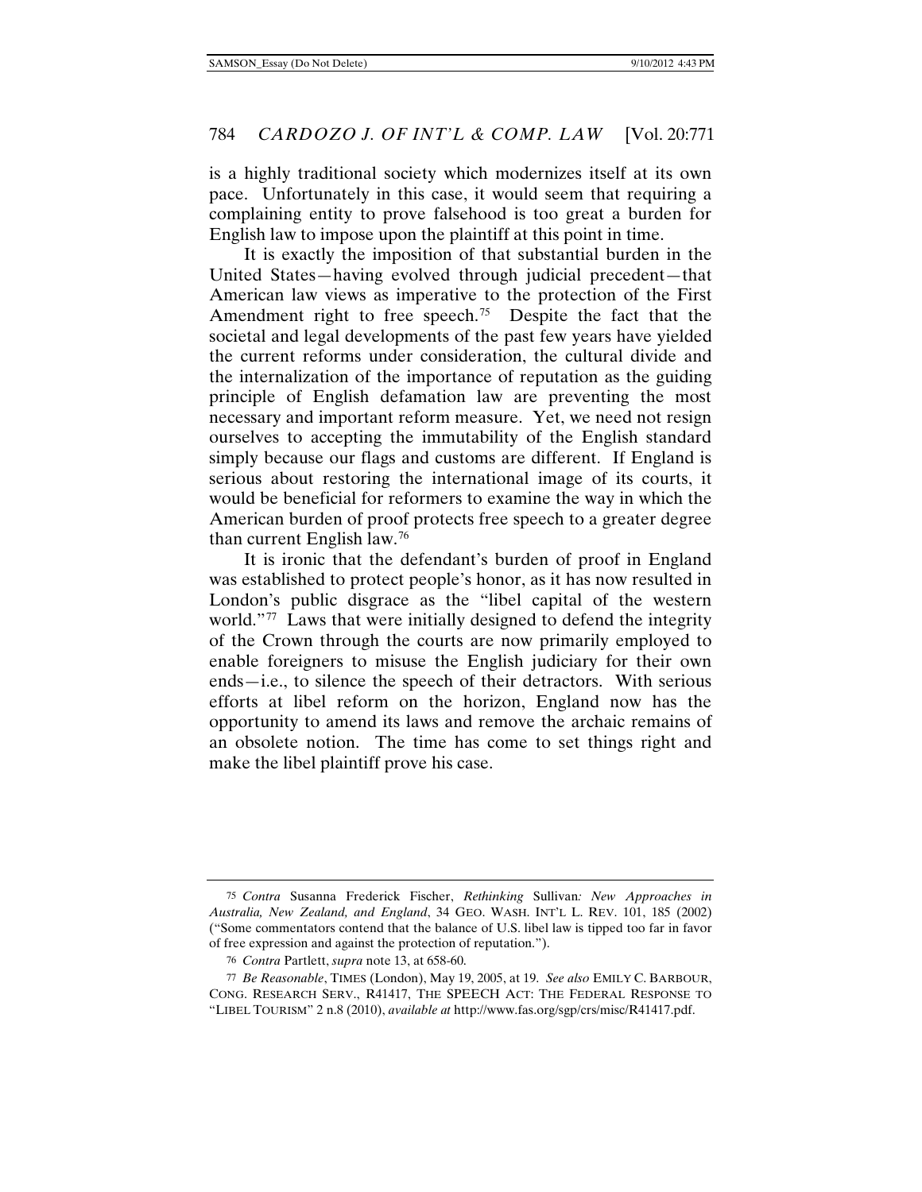is a highly traditional society which modernizes itself at its own pace. Unfortunately in this case, it would seem that requiring a complaining entity to prove falsehood is too great a burden for English law to impose upon the plaintiff at this point in time.

It is exactly the imposition of that substantial burden in the United States—having evolved through judicial precedent—that American law views as imperative to the protection of the First Amendment right to free speech.[75] Despite the fact that the societal and legal developments of the past few years have yielded the current reforms under consideration, the cultural divide and the internalization of the importance of reputation as the guiding principle of English defamation law are preventing the most necessary and important reform measure. Yet, we need not resign ourselves to accepting the immutability of the English standard simply because our flags and customs are different. If England is serious about restoring the international image of its courts, it would be beneficial for reformers to examine the way in which the American burden of proof protects free speech to a greater degree than current English law.[76]

It is ironic that the defendant's burden of proof in England was established to protect people's honor, as it has now resulted in London's public disgrace as the "libel capital of the western world."[77] Laws that were initially designed to defend the integrity of the Crown through the courts are now primarily employed to enable foreigners to misuse the English judiciary for their own ends—i.e., to silence the speech of their detractors. With serious efforts at libel reform on the horizon, England now has the opportunity to amend its laws and remove the archaic remains of an obsolete notion. The time has come to set things right and make the libel plaintiff prove his case.

---

[75] *Contra* Susanna Frederick Fischer, *Rethinking* Sullivan*: New Approaches in Australia, New Zealand, and England*, 34 GEO. WASH. INT'L L. REV. 101, 185 (2002) ("Some commentators contend that the balance of U.S. libel law is tipped too far in favor of free expression and against the protection of reputation.").

[76] *Contra* Partlett, *supra* note 13, at 658-60.

[77] *Be Reasonable*, TIMES (London), May 19, 2005, at 19. *See also* EMILY C. BARBOUR, CONG. RESEARCH SERV., R41417, THE SPEECH ACT: THE FEDERAL RESPONSE TO "LIBEL TOURISM" 2 n.8 (2010), *available at* http://www.fas.org/sgp/crs/misc/R41417.pdf.